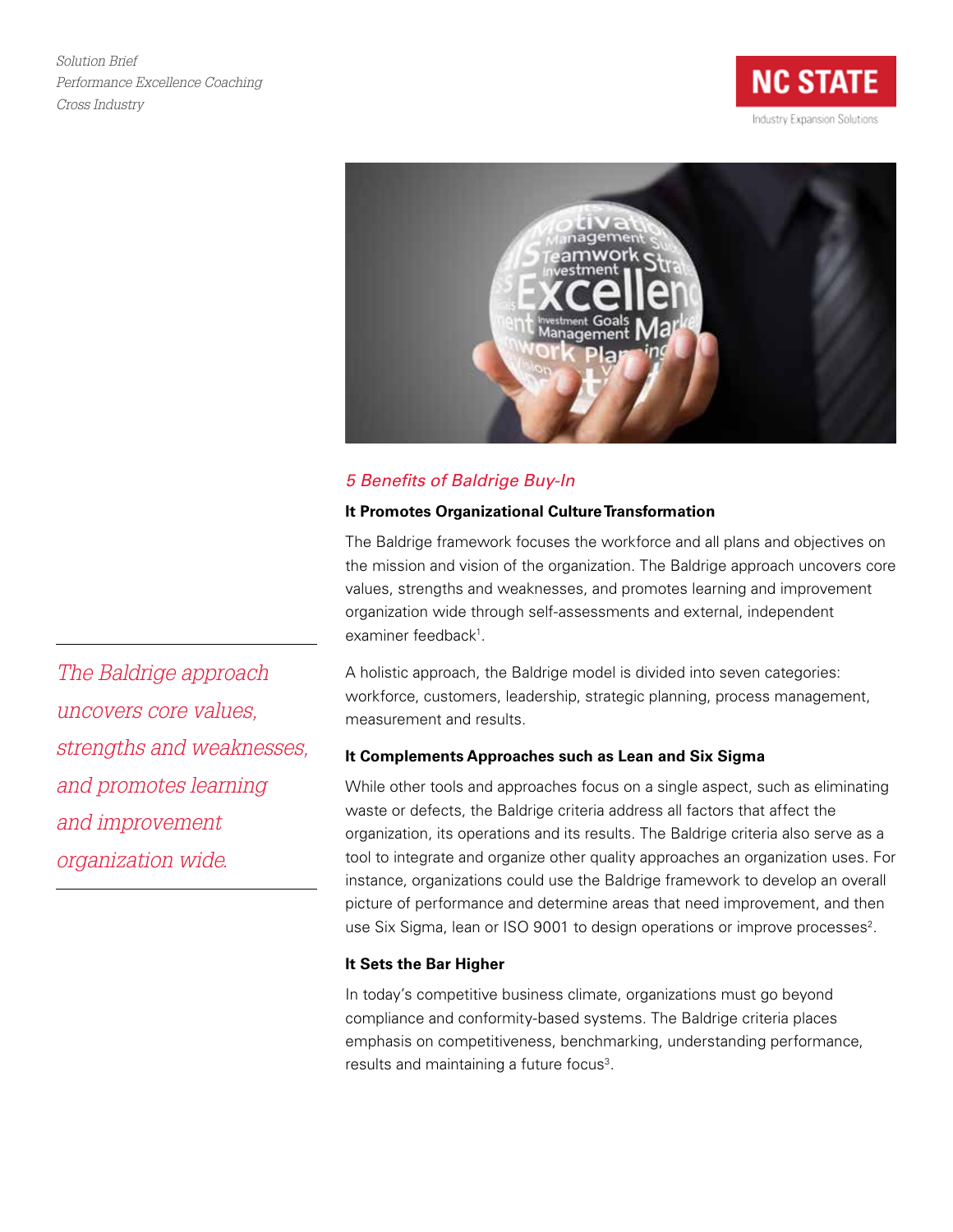*Solution Brief*
*Performance Excellence Coaching*
*Cross Industry*

NC STATE
Industry Expansion Solutions

## *5 Benefits of Baldrige Buy-In*

### It Promotes Organizational Culture Transformation

The Baldrige framework focuses the workforce and all plans and objectives on the mission and vision of the organization. The Baldrige approach uncovers core values, strengths and weaknesses, and promotes learning and improvement organization wide through self-assessments and external, independent examiner feedback[1].

*The Baldrige approach uncovers core values, strengths and weaknesses, and promotes learning and improvement organization wide.*

A holistic approach, the Baldrige model is divided into seven categories: workforce, customers, leadership, strategic planning, process management, measurement and results.

### It Complements Approaches such as Lean and Six Sigma

While other tools and approaches focus on a single aspect, such as eliminating waste or defects, the Baldrige criteria address all factors that affect the organization, its operations and its results. The Baldrige criteria also serve as a tool to integrate and organize other quality approaches an organization uses. For instance, organizations could use the Baldrige framework to develop an overall picture of performance and determine areas that need improvement, and then use Six Sigma, lean or ISO 9001 to design operations or improve processes[2].

### It Sets the Bar Higher

In today's competitive business climate, organizations must go beyond compliance and conformity-based systems. The Baldrige criteria places emphasis on competitiveness, benchmarking, understanding performance, results and maintaining a future focus[3].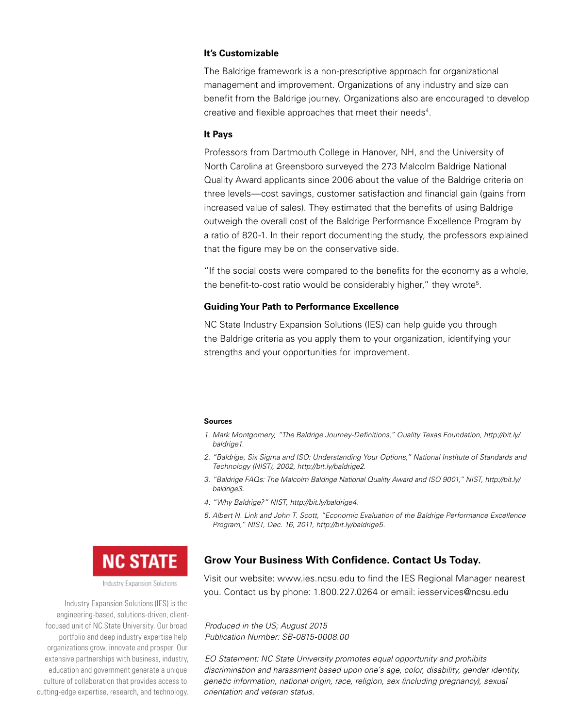### It's Customizable

The Baldrige framework is a non-prescriptive approach for organizational management and improvement. Organizations of any industry and size can benefit from the Baldrige journey. Organizations also are encouraged to develop creative and flexible approaches that meet their needs[4].

### It Pays

Professors from Dartmouth College in Hanover, NH, and the University of North Carolina at Greensboro surveyed the 273 Malcolm Baldrige National Quality Award applicants since 2006 about the value of the Baldrige criteria on three levels—cost savings, customer satisfaction and financial gain (gains from increased value of sales). They estimated that the benefits of using Baldrige outweigh the overall cost of the Baldrige Performance Excellence Program by a ratio of 820-1. In their report documenting the study, the professors explained that the figure may be on the conservative side.

"If the social costs were compared to the benefits for the economy as a whole, the benefit-to-cost ratio would be considerably higher," they wrote[5].

### Guiding Your Path to Performance Excellence

NC State Industry Expansion Solutions (IES) can help guide you through the Baldrige criteria as you apply them to your organization, identifying your strengths and your opportunities for improvement.

#### Sources

1. *Mark Montgomery, "The Baldrige Journey-Definitions," Quality Texas Foundation, http://bit.ly/baldrige1.*
2. *"Baldrige, Six Sigma and ISO: Understanding Your Options," National Institute of Standards and Technology (NIST), 2002, http://bit.ly/baldrige2.*
3. *"Baldrige FAQs: The Malcolm Baldrige National Quality Award and ISO 9001," NIST, http://bit.ly/baldrige3.*
4. *"Why Baldrige?" NIST, http://bit.ly/baldrige4.*
5. *Albert N. Link and John T. Scott, "Economic Evaluation of the Baldrige Performance Excellence Program," NIST, Dec. 16, 2011, http://bit.ly/baldrige5.*

**NC STATE**

Industry Expansion Solutions

Industry Expansion Solutions (IES) is the engineering-based, solutions-driven, client-focused unit of NC State University. Our broad portfolio and deep industry expertise help organizations grow, innovate and prosper. Our extensive partnerships with business, industry, education and government generate a unique culture of collaboration that provides access to cutting-edge expertise, research, and technology.

### Grow Your Business With Confidence. Contact Us Today.

Visit our website: www.ies.ncsu.edu to find the IES Regional Manager nearest you. Contact us by phone: 1.800.227.0264 or email: iesservices@ncsu.edu

*Produced in the US; August 2015*
*Publication Number: SB-0815-0008.00*

*EO Statement: NC State University promotes equal opportunity and prohibits discrimination and harassment based upon one's age, color, disability, gender identity, genetic information, national origin, race, religion, sex (including pregnancy), sexual orientation and veteran status.*